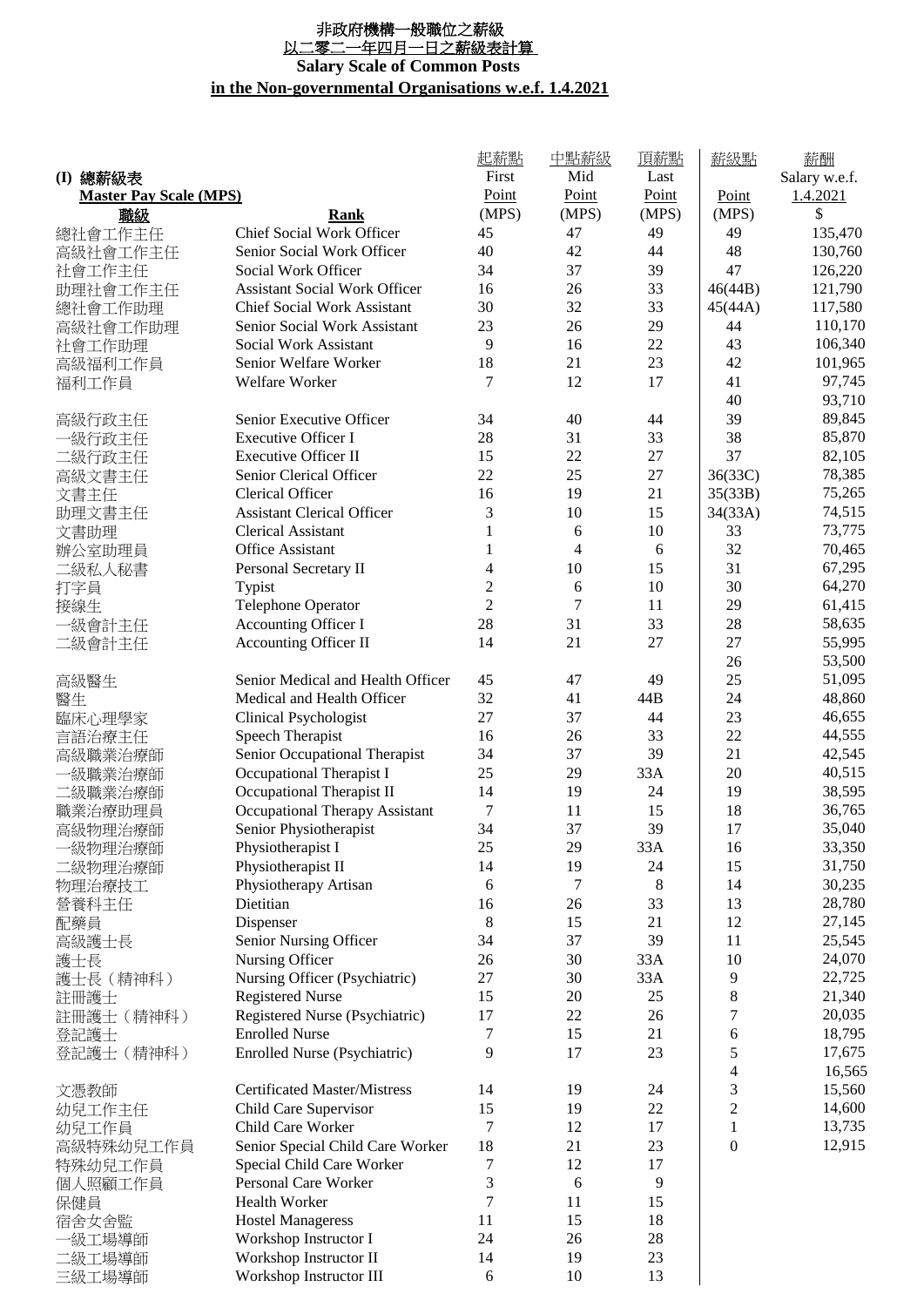# 非政府機構一般職位之薪級
## 以二零二一年四月一日之薪級表計算
## Salary Scale of Common Posts in the Non-governmental Organisations w.e.f. 1.4.2021

**(I) 總薪級表**
**Master Pay Scale (MPS)**

| 職級 | Rank | 起薪點 First Point (MPS) | 中點薪級 Mid Point (MPS) | 頂薪點 Last Point (MPS) |
|---|---|---|---|---|
| 總社會工作主任 | Chief Social Work Officer | 45 | 47 | 49 |
| 高級社會工作主任 | Senior Social Work Officer | 40 | 42 | 44 |
| 社會工作主任 | Social Work Officer | 34 | 37 | 39 |
| 助理社會工作主任 | Assistant Social Work Officer | 16 | 26 | 33 |
| 總社會工作助理 | Chief Social Work Assistant | 30 | 32 | 33 |
| 高級社會工作助理 | Senior Social Work Assistant | 23 | 26 | 29 |
| 社會工作助理 | Social Work Assistant | 9 | 16 | 22 |
| 高級福利工作員 | Senior Welfare Worker | 18 | 21 | 23 |
| 福利工作員 | Welfare Worker | 7 | 12 | 17 |
| | | | | |
| 高級行政主任 | Senior Executive Officer | 34 | 40 | 44 |
| 一級行政主任 | Executive Officer I | 28 | 31 | 33 |
| 二級行政主任 | Executive Officer II | 15 | 22 | 27 |
| 高級文書主任 | Senior Clerical Officer | 22 | 25 | 27 |
| 文書主任 | Clerical Officer | 16 | 19 | 21 |
| 助理文書主任 | Assistant Clerical Officer | 3 | 10 | 15 |
| 文書助理 | Clerical Assistant | 1 | 6 | 10 |
| 辦公室助理員 | Office Assistant | 1 | 4 | 6 |
| 二級私人秘書 | Personal Secretary II | 4 | 10 | 15 |
| 打字員 | Typist | 2 | 6 | 10 |
| 接線生 | Telephone Operator | 2 | 7 | 11 |
| 一級會計主任 | Accounting Officer I | 28 | 31 | 33 |
| 二級會計主任 | Accounting Officer II | 14 | 21 | 27 |
| | | | | |
| 高級醫生 | Senior Medical and Health Officer | 45 | 47 | 49 |
| 醫生 | Medical and Health Officer | 32 | 41 | 44B |
| 臨床心理學家 | Clinical Psychologist | 27 | 37 | 44 |
| 言語治療主任 | Speech Therapist | 16 | 26 | 33 |
| 高級職業治療師 | Senior Occupational Therapist | 34 | 37 | 39 |
| 一級職業治療師 | Occupational Therapist I | 25 | 29 | 33A |
| 二級職業治療師 | Occupational Therapist II | 14 | 19 | 24 |
| 職業治療助理員 | Occupational Therapy Assistant | 7 | 11 | 15 |
| 高級物理治療師 | Senior Physiotherapist | 34 | 37 | 39 |
| 一級物理治療師 | Physiotherapist I | 25 | 29 | 33A |
| 二級物理治療師 | Physiotherapist II | 14 | 19 | 24 |
| 物理治療技工 | Physiotherapy Artisan | 6 | 7 | 8 |
| 營養科主任 | Dietitian | 16 | 26 | 33 |
| 配藥員 | Dispenser | 8 | 15 | 21 |
| 高級護士長 | Senior Nursing Officer | 34 | 37 | 39 |
| 護士長 | Nursing Officer | 26 | 30 | 33A |
| 護士長（精神科） | Nursing Officer (Psychiatric) | 27 | 30 | 33A |
| 註冊護士 | Registered Nurse | 15 | 20 | 25 |
| 註冊護士（精神科） | Registered Nurse (Psychiatric) | 17 | 22 | 26 |
| 登記護士 | Enrolled Nurse | 7 | 15 | 21 |
| 登記護士（精神科） | Enrolled Nurse (Psychiatric) | 9 | 17 | 23 |
| | | | | |
| 文憑教師 | Certificated Master/Mistress | 14 | 19 | 24 |
| 幼兒工作主任 | Child Care Supervisor | 15 | 19 | 22 |
| 幼兒工作員 | Child Care Worker | 7 | 12 | 17 |
| 高級特殊幼兒工作員 | Senior Special Child Care Worker | 18 | 21 | 23 |
| 特殊幼兒工作員 | Special Child Care Worker | 7 | 12 | 17 |
| 個人照顧工作員 | Personal Care Worker | 3 | 6 | 9 |
| 保健員 | Health Worker | 7 | 11 | 15 |
| 宿舍女舍監 | Hostel Manageress | 11 | 15 | 18 |
| 一級工場導師 | Workshop Instructor I | 24 | 26 | 28 |
| 二級工場導師 | Workshop Instructor II | 14 | 19 | 23 |
| 三級工場導師 | Workshop Instructor III | 6 | 10 | 13 |

| 薪級點 Point (MPS) | 薪酬 Salary w.e.f. 1.4.2021 $ |
|---|---|
| 49 | 135,470 |
| 48 | 130,760 |
| 47 | 126,220 |
| 46(44B) | 121,790 |
| 45(44A) | 117,580 |
| 44 | 110,170 |
| 43 | 106,340 |
| 42 | 101,965 |
| 41 | 97,745 |
| 40 | 93,710 |
| 39 | 89,845 |
| 38 | 85,870 |
| 37 | 82,105 |
| 36(33C) | 78,385 |
| 35(33B) | 75,265 |
| 34(33A) | 74,515 |
| 33 | 73,775 |
| 32 | 70,465 |
| 31 | 67,295 |
| 30 | 64,270 |
| 29 | 61,415 |
| 28 | 58,635 |
| 27 | 55,995 |
| 26 | 53,500 |
| 25 | 51,095 |
| 24 | 48,860 |
| 23 | 46,655 |
| 22 | 44,555 |
| 21 | 42,545 |
| 20 | 40,515 |
| 19 | 38,595 |
| 18 | 36,765 |
| 17 | 35,040 |
| 16 | 33,350 |
| 15 | 31,750 |
| 14 | 30,235 |
| 13 | 28,780 |
| 12 | 27,145 |
| 11 | 25,545 |
| 10 | 24,070 |
| 9 | 22,725 |
| 8 | 21,340 |
| 7 | 20,035 |
| 6 | 18,795 |
| 5 | 17,675 |
| 4 | 16,565 |
| 3 | 15,560 |
| 2 | 14,600 |
| 1 | 13,735 |
| 0 | 12,915 |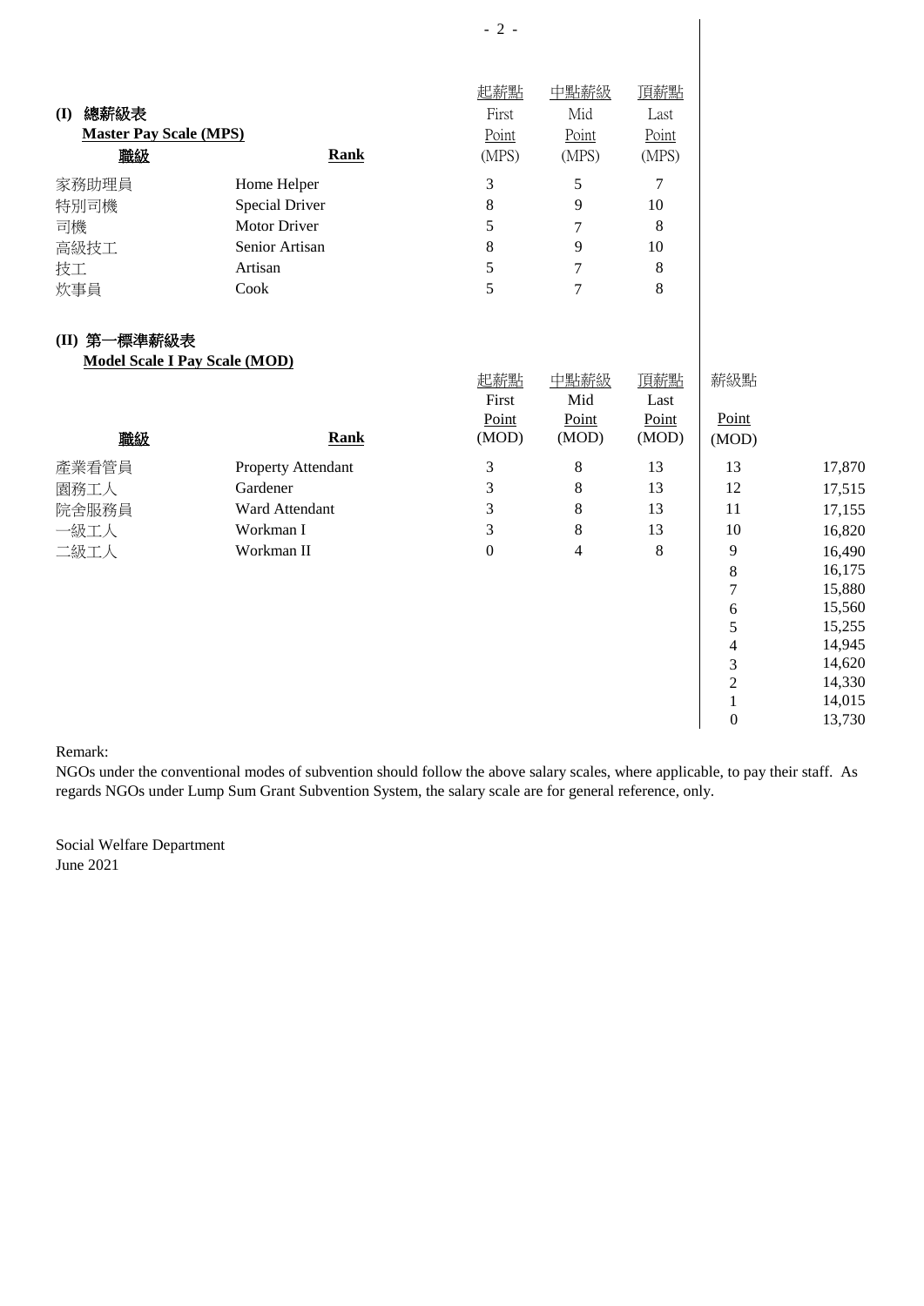## (I) 總薪級表 Master Pay Scale (MPS)

| 職級 | Rank | 起薪點 First Point (MPS) | 中點薪級 Mid Point (MPS) | 頂薪點 Last Point (MPS) |
|---|---|---|---|---|
| 家務助理員 | Home Helper | 3 | 5 | 7 |
| 特別司機 | Special Driver | 8 | 9 | 10 |
| 司機 | Motor Driver | 5 | 7 | 8 |
| 高級技工 | Senior Artisan | 8 | 9 | 10 |
| 技工 | Artisan | 5 | 7 | 8 |
| 炊事員 | Cook | 5 | 7 | 8 |

## (II) 第一標準薪級表 Model Scale I Pay Scale (MOD)

| 職級 | Rank | 起薪點 First Point (MOD) | 中點薪級 Mid Point (MOD) | 頂薪點 Last Point (MOD) |
|---|---|---|---|---|
| 產業看管員 | Property Attendant | 3 | 8 | 13 |
| 園務工人 | Gardener | 3 | 8 | 13 |
| 院舍服務員 | Ward Attendant | 3 | 8 | 13 |
| 一級工人 | Workman I | 3 | 8 | 13 |
| 二級工人 | Workman II | 0 | 4 | 8 |

| 薪級點 Point (MOD) | |
|---|---|
| 13 | 17,870 |
| 12 | 17,515 |
| 11 | 17,155 |
| 10 | 16,820 |
| 9 | 16,490 |
| 8 | 16,175 |
| 7 | 15,880 |
| 6 | 15,560 |
| 5 | 15,255 |
| 4 | 14,945 |
| 3 | 14,620 |
| 2 | 14,330 |
| 1 | 14,015 |
| 0 | 13,730 |

Remark:
NGOs under the conventional modes of subvention should follow the above salary scales, where applicable, to pay their staff. As regards NGOs under Lump Sum Grant Subvention System, the salary scale are for general reference, only.

Social Welfare Department
June 2021